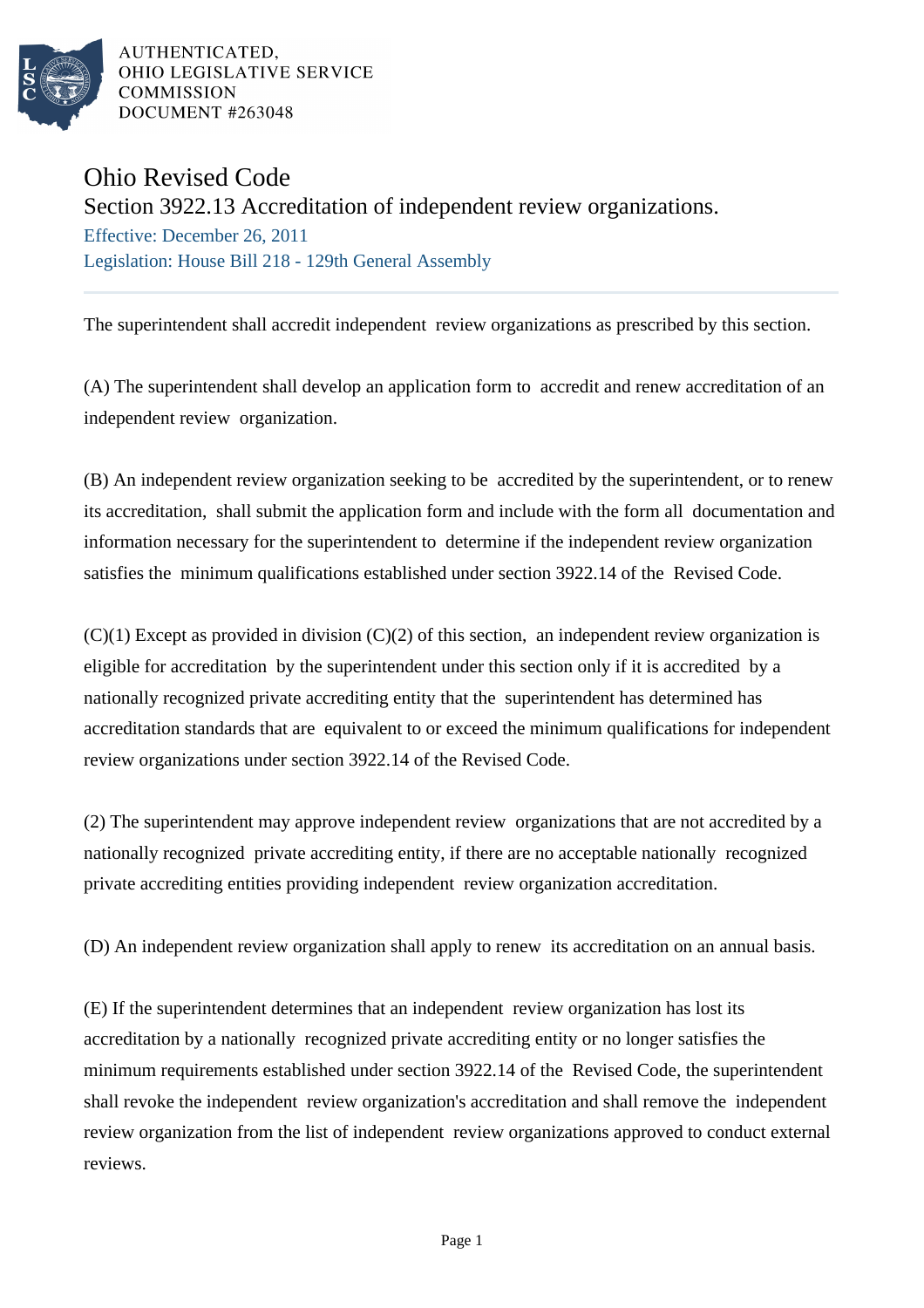AUTHENTICATED,
OHIO LEGISLATIVE SERVICE
COMMISSION
DOCUMENT #263048

# Ohio Revised Code

## Section 3922.13 Accreditation of independent review organizations.

Effective: December 26, 2011

Legislation: House Bill 218 - 129th General Assembly

---

The superintendent shall accredit independent review organizations as prescribed by this section.

(A) The superintendent shall develop an application form to accredit and renew accreditation of an independent review organization.

(B) An independent review organization seeking to be accredited by the superintendent, or to renew its accreditation, shall submit the application form and include with the form all documentation and information necessary for the superintendent to determine if the independent review organization satisfies the minimum qualifications established under section 3922.14 of the Revised Code.

(C)(1) Except as provided in division (C)(2) of this section, an independent review organization is eligible for accreditation by the superintendent under this section only if it is accredited by a nationally recognized private accrediting entity that the superintendent has determined has accreditation standards that are equivalent to or exceed the minimum qualifications for independent review organizations under section 3922.14 of the Revised Code.

(2) The superintendent may approve independent review organizations that are not accredited by a nationally recognized private accrediting entity, if there are no acceptable nationally recognized private accrediting entities providing independent review organization accreditation.

(D) An independent review organization shall apply to renew its accreditation on an annual basis.

(E) If the superintendent determines that an independent review organization has lost its accreditation by a nationally recognized private accrediting entity or no longer satisfies the minimum requirements established under section 3922.14 of the Revised Code, the superintendent shall revoke the independent review organization's accreditation and shall remove the independent review organization from the list of independent review organizations approved to conduct external reviews.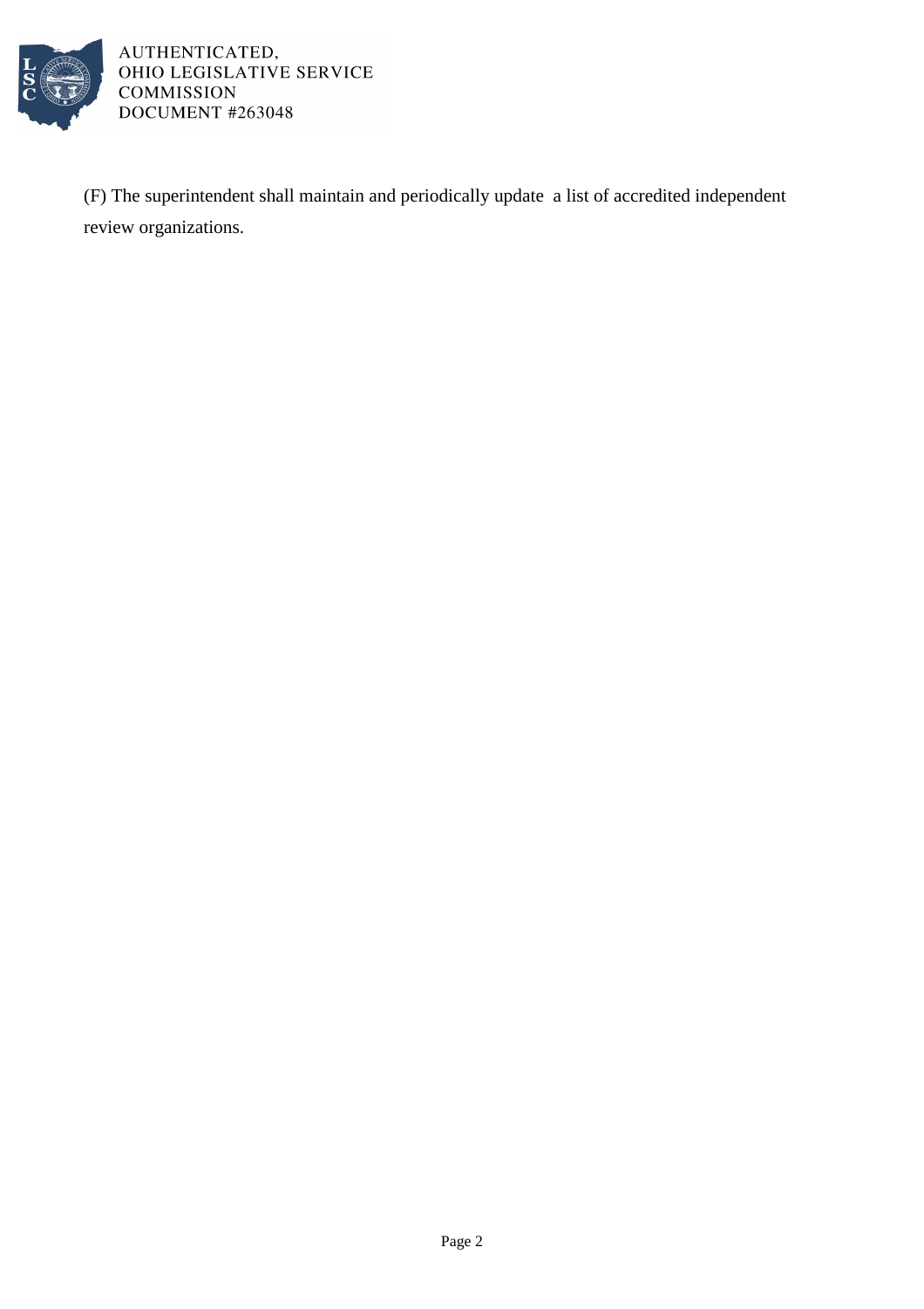(F) The superintendent shall maintain and periodically update a list of accredited independent review organizations.